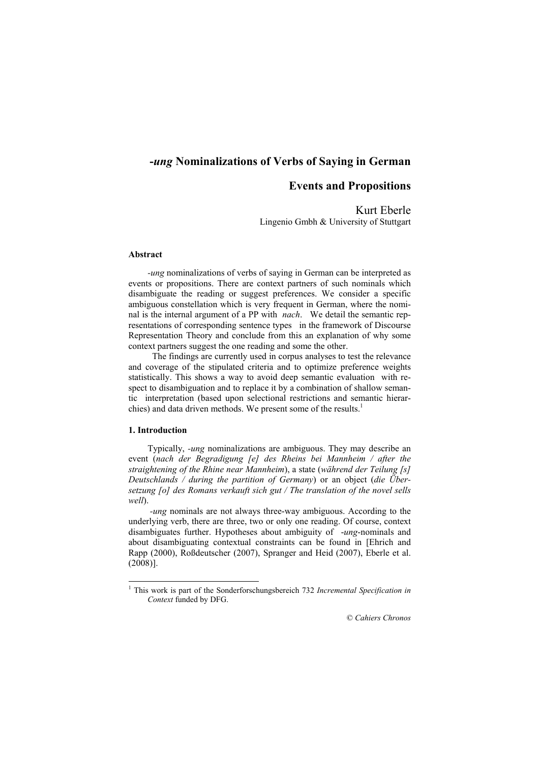# *-ung* Nominalizations of Verbs of Saying in German

## Events and Propositions

Kurt Eberle
Lingenio Gmbh & University of Stuttgart

**Abstract**

*-ung* nominalizations of verbs of saying in German can be interpreted as events or propositions. There are context partners of such nominals which disambiguate the reading or suggest preferences. We consider a specific ambiguous constellation which is very frequent in German, where the nominal is the internal argument of a PP with *nach*. We detail the semantic representations of corresponding sentence types in the framework of Discourse Representation Theory and conclude from this an explanation of why some context partners suggest the one reading and some the other.

The findings are currently used in corpus analyses to test the relevance and coverage of the stipulated criteria and to optimize preference weights statistically. This shows a way to avoid deep semantic evaluation with respect to disambiguation and to replace it by a combination of shallow semantic interpretation (based upon selectional restrictions and semantic hierarchies) and data driven methods. We present some of the results.[1]

**1. Introduction**

Typically, *-ung* nominalizations are ambiguous. They may describe an event (*nach der Begradigung [e] des Rheins bei Mannheim / after the straightening of the Rhine near Mannheim*), a state (*während der Teilung [s] Deutschlands / during the partition of Germany*) or an object (*die Übersetzung [o] des Romans verkauft sich gut / The translation of the novel sells well*).

*-ung* nominals are not always three-way ambiguous. According to the underlying verb, there are three, two or only one reading. Of course, context disambiguates further. Hypotheses about ambiguity of *-ung*-nominals and about disambiguating contextual constraints can be found in [Ehrich and Rapp (2000), Roßdeutscher (2007), Spranger and Heid (2007), Eberle et al. (2008)].

---

[1] This work is part of the Sonderforschungsbereich 732 *Incremental Specification in Context* funded by DFG.

© *Cahiers Chronos*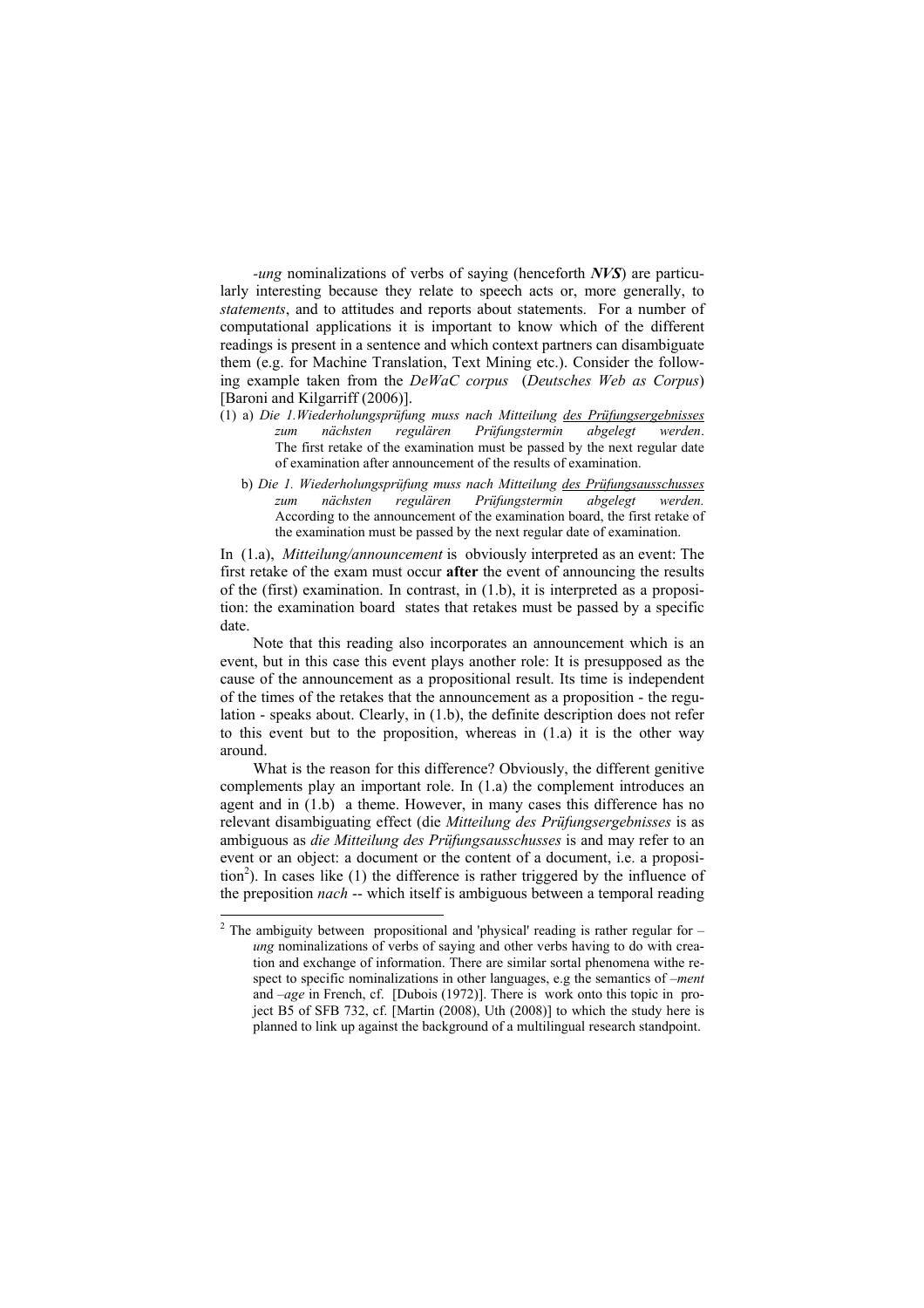*-ung* nominalizations of verbs of saying (henceforth ***NVS***) are particularly interesting because they relate to speech acts or, more generally, to *statements*, and to attitudes and reports about statements. For a number of computational applications it is important to know which of the different readings is present in a sentence and which context partners can disambiguate them (e.g. for Machine Translation, Text Mining etc.). Consider the following example taken from the *DeWaC corpus* (*Deutsches Web as Corpus*) [Baroni and Kilgarriff (2006)].

(1) a) *Die 1.Wiederholungsprüfung muss nach Mitteilung <u>des Prüfungsergebnisses</u> zum nächsten regulären Prüfungstermin abgelegt werden*.
The first retake of the examination must be passed by the next regular date of examination after announcement of the results of examination.

b) *Die 1. Wiederholungsprüfung muss nach Mitteilung <u>des Prüfungsausschusses</u> zum nächsten regulären Prüfungstermin abgelegt werden.*
According to the announcement of the examination board, the first retake of the examination must be passed by the next regular date of examination.

In (1.a), *Mitteilung/announcement* is obviously interpreted as an event: The first retake of the exam must occur **after** the event of announcing the results of the (first) examination. In contrast, in (1.b), it is interpreted as a proposition: the examination board states that retakes must be passed by a specific date.

Note that this reading also incorporates an announcement which is an event, but in this case this event plays another role: It is presupposed as the cause of the announcement as a propositional result. Its time is independent of the times of the retakes that the announcement as a proposition - the regulation - speaks about. Clearly, in (1.b), the definite description does not refer to this event but to the proposition, whereas in (1.a) it is the other way around.

What is the reason for this difference? Obviously, the different genitive complements play an important role. In (1.a) the complement introduces an agent and in (1.b) a theme. However, in many cases this difference has no relevant disambiguating effect (die *Mitteilung des Prüfungsergebnisses* is as ambiguous as *die Mitteilung des Prüfungsausschusses* is and may refer to an event or an object: a document or the content of a document, i.e. a proposition[2]). In cases like (1) the difference is rather triggered by the influence of the preposition *nach* -- which itself is ambiguous between a temporal reading

[2] The ambiguity between propositional and 'physical' reading is rather regular for –*ung* nominalizations of verbs of saying and other verbs having to do with creation and exchange of information. There are similar sortal phenomena withe respect to specific nominalizations in other languages, e.g the semantics of –*ment* and –*age* in French, cf. [Dubois (1972)]. There is work onto this topic in project B5 of SFB 732, cf. [Martin (2008), Uth (2008)] to which the study here is planned to link up against the background of a multilingual research standpoint.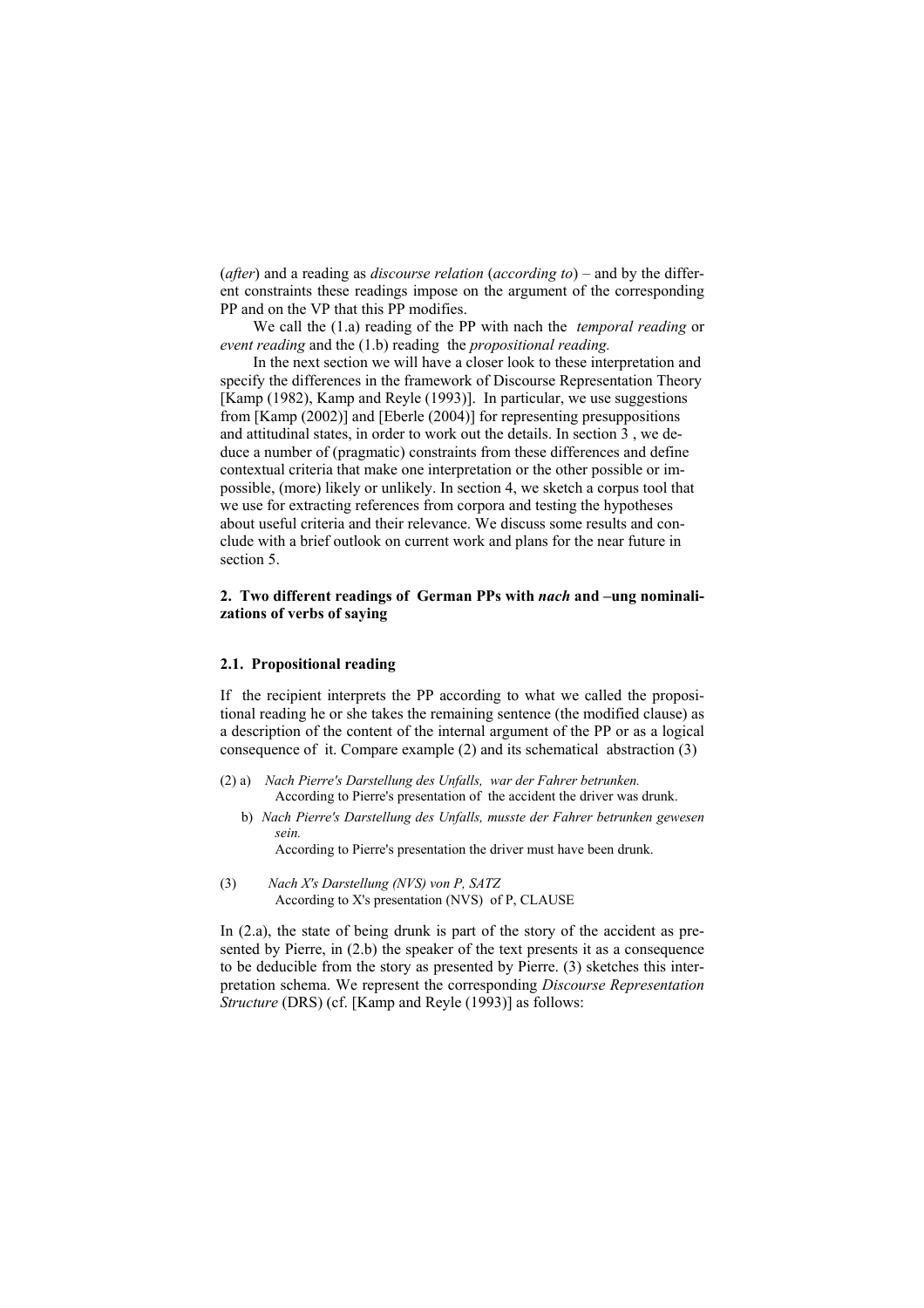(*after*) and a reading as *discourse relation* (*according to*) – and by the different constraints these readings impose on the argument of the corresponding PP and on the VP that this PP modifies.

We call the (1.a) reading of the PP with nach the *temporal reading* or *event reading* and the (1.b) reading the *propositional reading.*

In the next section we will have a closer look to these interpretation and specify the differences in the framework of Discourse Representation Theory [Kamp (1982), Kamp and Reyle (1993)]. In particular, we use suggestions from [Kamp (2002)] and [Eberle (2004)] for representing presuppositions and attitudinal states, in order to work out the details. In section 3 , we deduce a number of (pragmatic) constraints from these differences and define contextual criteria that make one interpretation or the other possible or impossible, (more) likely or unlikely. In section 4, we sketch a corpus tool that we use for extracting references from corpora and testing the hypotheses about useful criteria and their relevance. We discuss some results and conclude with a brief outlook on current work and plans for the near future in section 5.

## 2. Two different readings of German PPs with *nach* and –ung nominalizations of verbs of saying

### 2.1. Propositional reading

If the recipient interprets the PP according to what we called the propositional reading he or she takes the remaining sentence (the modified clause) as a description of the content of the internal argument of the PP or as a logical consequence of it. Compare example (2) and its schematical abstraction (3)

(2) a) *Nach Pierre's Darstellung des Unfalls, war der Fahrer betrunken.*
According to Pierre's presentation of the accident the driver was drunk.

b) *Nach Pierre's Darstellung des Unfalls, musste der Fahrer betrunken gewesen sein.*
According to Pierre's presentation the driver must have been drunk.

(3) *Nach X's Darstellung (NVS) von P, SATZ*
According to X's presentation (NVS) of P, CLAUSE

In (2.a), the state of being drunk is part of the story of the accident as presented by Pierre, in (2.b) the speaker of the text presents it as a consequence to be deducible from the story as presented by Pierre. (3) sketches this interpretation schema. We represent the corresponding *Discourse Representation Structure* (DRS) (cf. [Kamp and Reyle (1993)] as follows: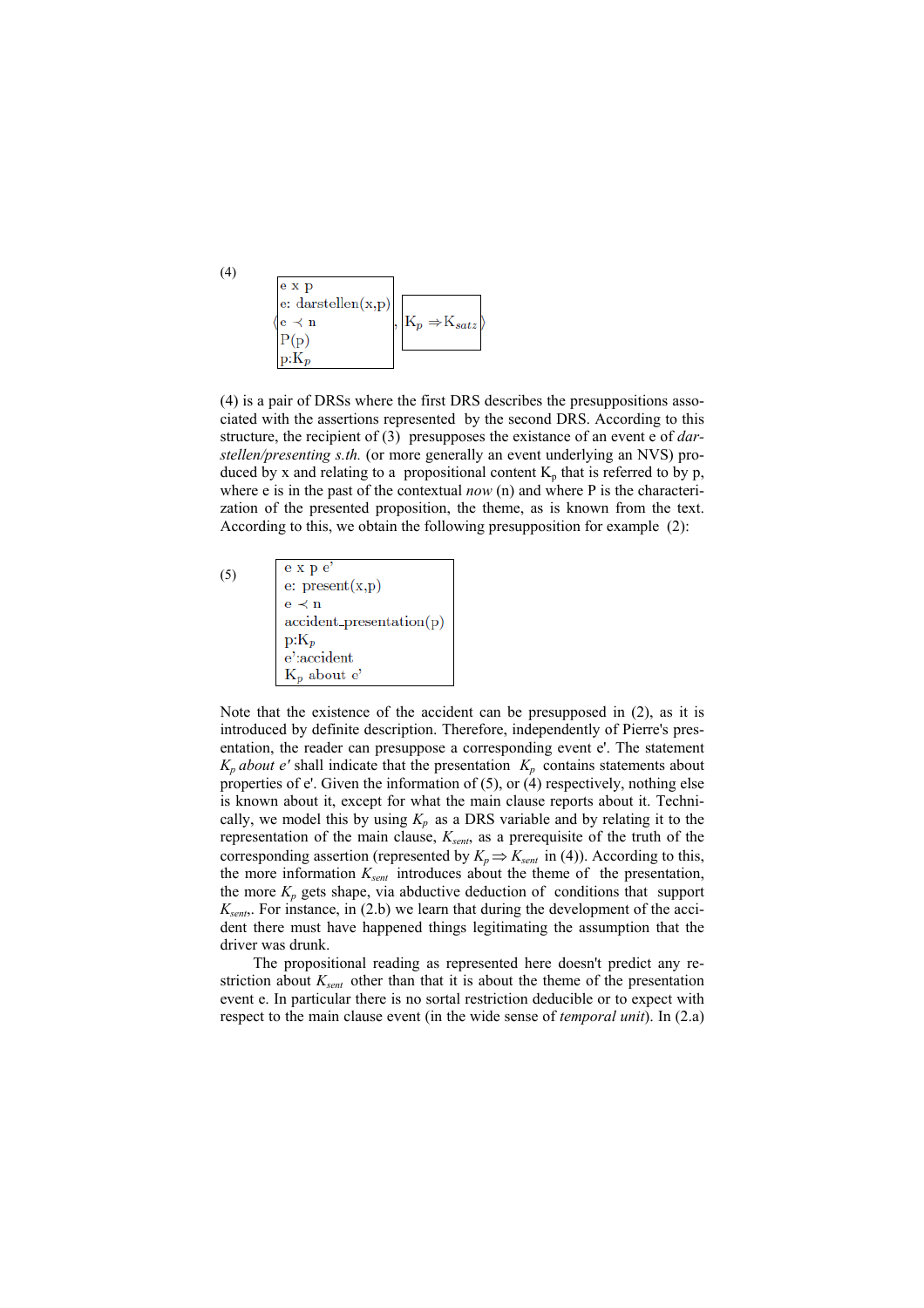(4)

$$\left\langle \begin{array}{|l|} \hline \text{e x p} \\ \text{e: darstellen(x,p)} \\ \text{e} \prec \text{n} \\ \text{P(p)} \\ \text{p:K}_p \\ \hline \end{array} , \begin{array}{|l|} \hline \text{K}_p \Rightarrow \text{K}_{satz} \\ \hline \end{array} \right\rangle$$

(4) is a pair of DRSs where the first DRS describes the presuppositions associated with the assertions represented by the second DRS. According to this structure, the recipient of (3) presupposes the existance of an event e of *darstellen/presenting s.th.* (or more generally an event underlying an NVS) produced by x and relating to a propositional content $K_p$ that is referred to by p, where e is in the past of the contextual *now* (n) and where P is the characterization of the presented proposition, the theme, as is known from the text. According to this, we obtain the following presupposition for example (2):

(5)

$$\begin{array}{|l|} \hline \text{e x p e'} \\ \text{e: present(x,p)} \\ \text{e} \prec \text{n} \\ \text{accident\_presentation(p)} \\ \text{p:K}_p \\ \text{e':accident} \\ \text{K}_p \text{ about e'} \\ \hline \end{array}$$

Note that the existence of the accident can be presupposed in (2), as it is introduced by definite description. Therefore, independently of Pierre's presentation, the reader can presuppose a corresponding event e'. The statement *$K_p$ about e'* shall indicate that the presentation $K_p$ contains statements about properties of e'. Given the information of (5), or (4) respectively, nothing else is known about it, except for what the main clause reports about it. Technically, we model this by using $K_p$ as a DRS variable and by relating it to the representation of the main clause, $K_{sent}$, as a prerequisite of the truth of the corresponding assertion (represented by $K_p \Rightarrow K_{sent}$ in (4)). According to this, the more information $K_{sent}$ introduces about the theme of the presentation, the more $K_p$ gets shape, via abductive deduction of conditions that support $K_{sent}$. For instance, in (2.b) we learn that during the development of the accident there must have happened things legitimating the assumption that the driver was drunk.

The propositional reading as represented here doesn't predict any restriction about $K_{sent}$ other than that it is about the theme of the presentation event e. In particular there is no sortal restriction deducible or to expect with respect to the main clause event (in the wide sense of *temporal unit*). In (2.a)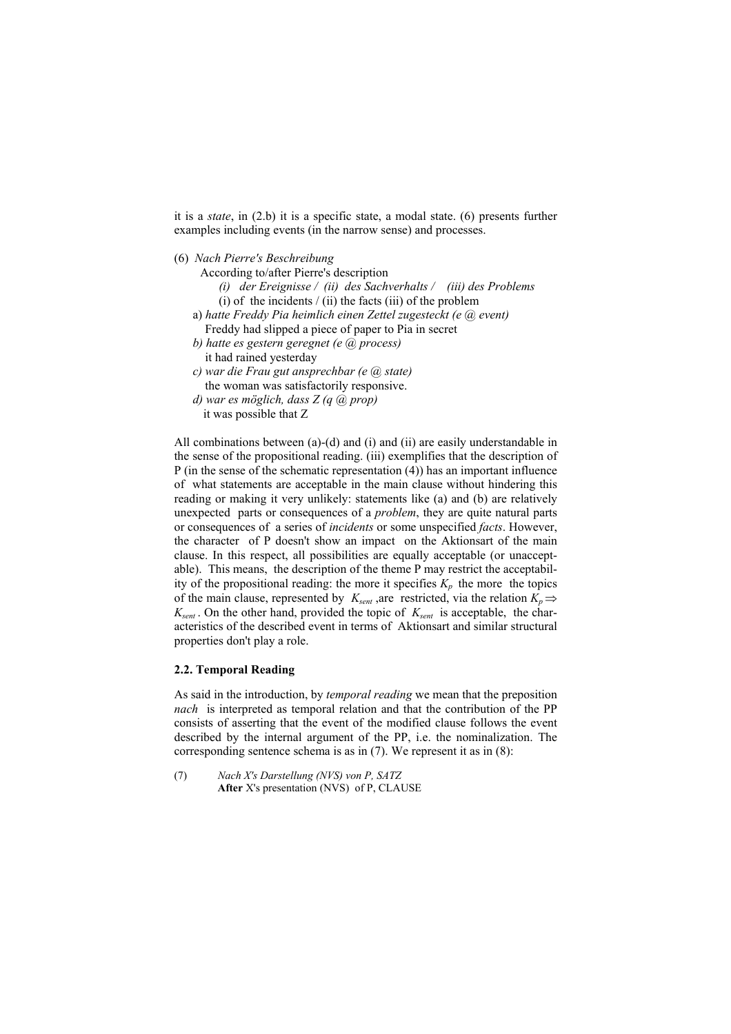it is a *state*, in (2.b) it is a specific state, a modal state. (6) presents further examples including events (in the narrow sense) and processes.

(6) *Nach Pierre's Beschreibung*
According to/after Pierre's description
*(i) der Ereignisse / (ii) des Sachverhalts / (iii) des Problems*
(i) of the incidents / (ii) the facts (iii) of the problem
a) *hatte Freddy Pia heimlich einen Zettel zugesteckt (e @ event)*
Freddy had slipped a piece of paper to Pia in secret
*b) hatte es gestern geregnet (e @ process)*
it had rained yesterday
*c) war die Frau gut ansprechbar (e @ state)*
the woman was satisfactorily responsive.
*d) war es möglich, dass Z (q @ prop)*
it was possible that Z

All combinations between (a)-(d) and (i) and (ii) are easily understandable in the sense of the propositional reading. (iii) exemplifies that the description of P (in the sense of the schematic representation (4)) has an important influence of what statements are acceptable in the main clause without hindering this reading or making it very unlikely: statements like (a) and (b) are relatively unexpected parts or consequences of a *problem*, they are quite natural parts or consequences of a series of *incidents* or some unspecified *facts*. However, the character of P doesn't show an impact on the Aktionsart of the main clause. In this respect, all possibilities are equally acceptable (or unacceptable). This means, the description of the theme P may restrict the acceptability of the propositional reading: the more it specifies $K_p$ the more the topics of the main clause, represented by $K_{sent}$ ,are restricted, via the relation $K_p \Rightarrow K_{sent}$ . On the other hand, provided the topic of $K_{sent}$ is acceptable, the characteristics of the described event in terms of Aktionsart and similar structural properties don't play a role.

### 2.2. Temporal Reading

As said in the introduction, by *temporal reading* we mean that the preposition *nach* is interpreted as temporal relation and that the contribution of the PP consists of asserting that the event of the modified clause follows the event described by the internal argument of the PP, i.e. the nominalization. The corresponding sentence schema is as in (7). We represent it as in (8):

(7) *Nach X's Darstellung (NVS) von P, SATZ*
**After** X's presentation (NVS) of P, CLAUSE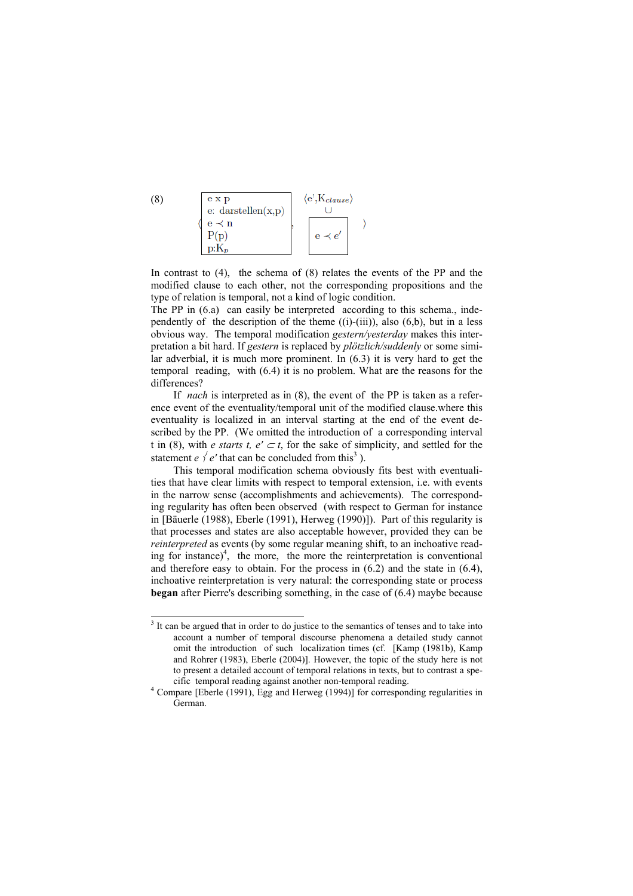(8) 

$$\left\langle \begin{array}{|l|} \hline \text{e x p} \\ \text{e: darstellen(x,p)} \\ \text{e} \prec \text{n} \\ \text{P(p)} \\ \text{p:K}_p \\ \hline \end{array} , \begin{array}{c} \langle \text{e'}, \text{K}_{clause} \rangle \\ \cup \\ \begin{array}{|c|} \hline \text{e} \prec e' \\ \hline \end{array} \end{array} \right\rangle$$

In contrast to (4), the schema of (8) relates the events of the PP and the modified clause to each other, not the corresponding propositions and the type of relation is temporal, not a kind of logic condition.

The PP in (6.a) can easily be interpreted according to this schema., independently of the description of the theme ((i)-(iii)), also (6,b), but in a less obvious way. The temporal modification *gestern/yesterday* makes this interpretation a bit hard. If *gestern* is replaced by *plötzlich/suddenly* or some similar adverbial, it is much more prominent. In (6.3) it is very hard to get the temporal reading, with (6.4) it is no problem. What are the reasons for the differences?

If *nach* is interpreted as in (8), the event of the PP is taken as a reference event of the eventuality/temporal unit of the modified clause.where this eventuality is localized in an interval starting at the end of the event described by the PP. (We omitted the introduction of a corresponding interval t in (8), with *e starts t,* $e' \subset t$, for the sake of simplicity, and settled for the statement $e \prec e'$ that can be concluded from this[3] ).

This temporal modification schema obviously fits best with eventualities that have clear limits with respect to temporal extension, i.e. with events in the narrow sense (accomplishments and achievements). The corresponding regularity has often been observed (with respect to German for instance in [Bäuerle (1988), Eberle (1991), Herweg (1990)]). Part of this regularity is that processes and states are also acceptable however, provided they can be *reinterpreted* as events (by some regular meaning shift, to an inchoative reading for instance)[4], the more, the more the reinterpretation is conventional and therefore easy to obtain. For the process in (6.2) and the state in (6.4), inchoative reinterpretation is very natural: the corresponding state or process **began** after Pierre's describing something, in the case of (6.4) maybe because

---

[3] It can be argued that in order to do justice to the semantics of tenses and to take into account a number of temporal discourse phenomena a detailed study cannot omit the introduction of such localization times (cf. [Kamp (1981b), Kamp and Rohrer (1983), Eberle (2004)]. However, the topic of the study here is not to present a detailed account of temporal relations in texts, but to contrast a specific temporal reading against another non-temporal reading.

[4] Compare [Eberle (1991), Egg and Herweg (1994)] for corresponding regularities in German.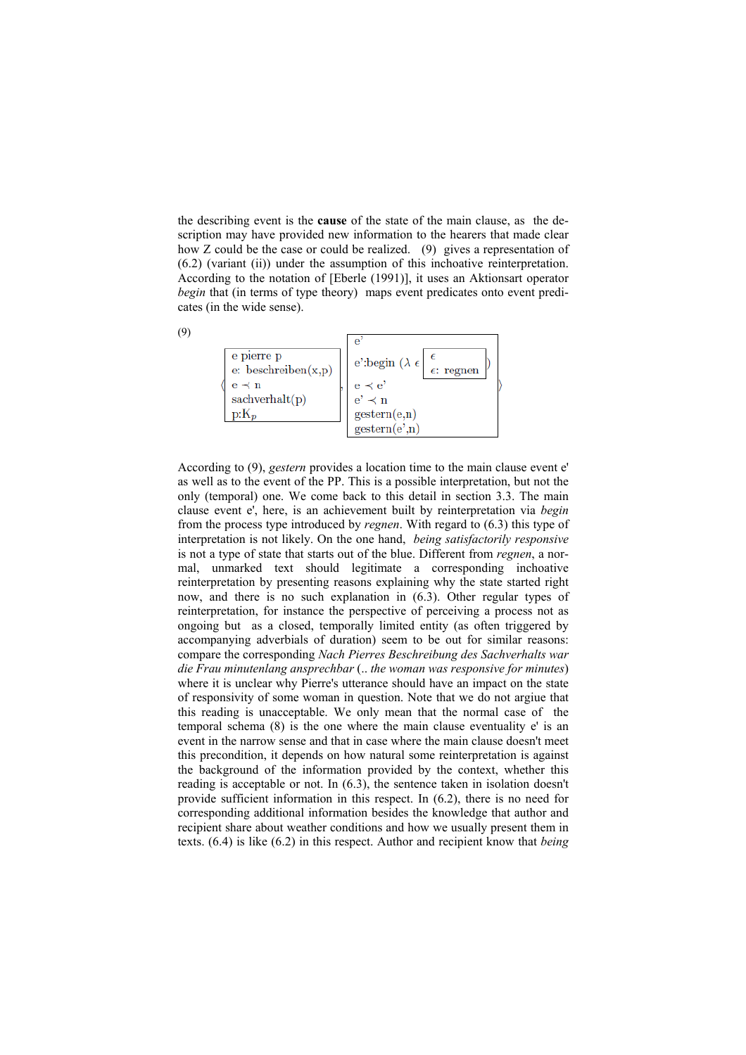the describing event is the **cause** of the state of the main clause, as the description may have provided new information to the hearers that made clear how Z could be the case or could be realized. (9) gives a representation of (6.2) (variant (ii)) under the assumption of this inchoative reinterpretation. According to the notation of [Eberle (1991)], it uses an Aktionsart operator *begin* that (in terms of type theory) maps event predicates onto event predicates (in the wide sense).

(9)

$$\left\langle \begin{array}{|l|} \hline \text{e pierre p} \\ \text{e: beschreiben(x,p)} \\ \text{e} \prec \text{n} \\ \text{sachverhalt(p)} \\ \text{p:K}_p \\ \hline \end{array}, \begin{array}{|l|} \hline \text{e'} \\ \text{e':begin } (\lambda\ \epsilon \begin{array}{|l|} \hline \epsilon \\ \epsilon\text{: regnen} \\ \hline \end{array}) \\ \text{e} \prec \text{e'} \\ \text{e'} \prec \text{n} \\ \text{gestern(e,n)} \\ \text{gestern(e',n)} \\ \hline \end{array} \right\rangle$$

According to (9), *gestern* provides a location time to the main clause event e' as well as to the event of the PP. This is a possible interpretation, but not the only (temporal) one. We come back to this detail in section 3.3. The main clause event e', here, is an achievement built by reinterpretation via *begin* from the process type introduced by *regnen*. With regard to (6.3) this type of interpretation is not likely. On the one hand, *being satisfactorily responsive* is not a type of state that starts out of the blue. Different from *regnen*, a normal, unmarked text should legitimate a corresponding inchoative reinterpretation by presenting reasons explaining why the state started right now, and there is no such explanation in (6.3). Other regular types of reinterpretation, for instance the perspective of perceiving a process not as ongoing but as a closed, temporally limited entity (as often triggered by accompanying adverbials of duration) seem to be out for similar reasons: compare the corresponding *Nach Pierres Beschreibung des Sachverhalts war die Frau minutenlang ansprechbar* (*.. the woman was responsive for minutes*) where it is unclear why Pierre's utterance should have an impact on the state of responsivity of some woman in question. Note that we do not argiue that this reading is unacceptable. We only mean that the normal case of the temporal schema (8) is the one where the main clause eventuality e' is an event in the narrow sense and that in case where the main clause doesn't meet this precondition, it depends on how natural some reinterpretation is against the background of the information provided by the context, whether this reading is acceptable or not. In (6.3), the sentence taken in isolation doesn't provide sufficient information in this respect. In (6.2), there is no need for corresponding additional information besides the knowledge that author and recipient share about weather conditions and how we usually present them in texts. (6.4) is like (6.2) in this respect. Author and recipient know that *being*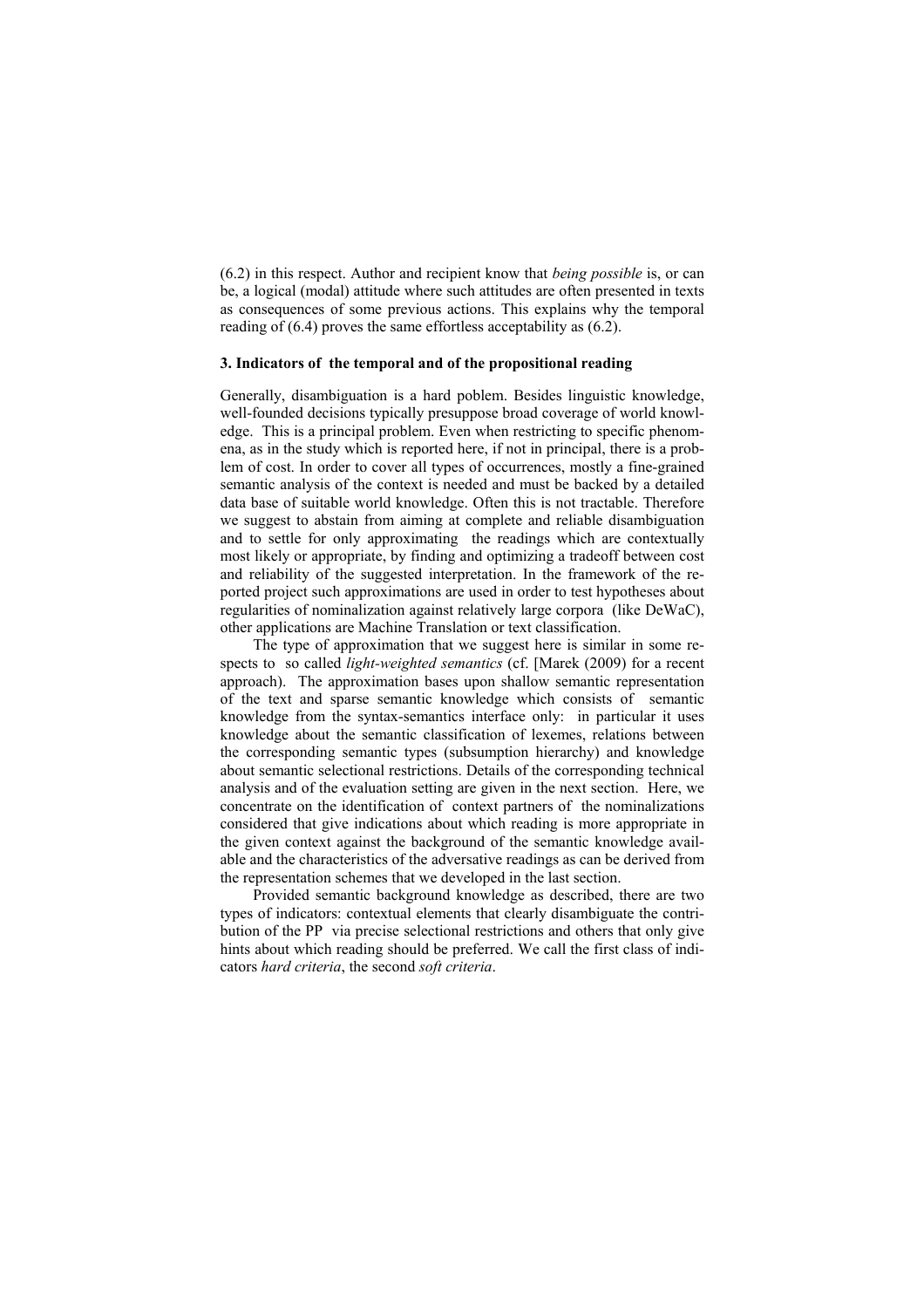(6.2) in this respect. Author and recipient know that *being possible* is, or can be, a logical (modal) attitude where such attitudes are often presented in texts as consequences of some previous actions. This explains why the temporal reading of (6.4) proves the same effortless acceptability as (6.2).

### 3. Indicators of the temporal and of the propositional reading

Generally, disambiguation is a hard poblem. Besides linguistic knowledge, well-founded decisions typically presuppose broad coverage of world knowledge. This is a principal problem. Even when restricting to specific phenomena, as in the study which is reported here, if not in principal, there is a problem of cost. In order to cover all types of occurrences, mostly a fine-grained semantic analysis of the context is needed and must be backed by a detailed data base of suitable world knowledge. Often this is not tractable. Therefore we suggest to abstain from aiming at complete and reliable disambiguation and to settle for only approximating the readings which are contextually most likely or appropriate, by finding and optimizing a tradeoff between cost and reliability of the suggested interpretation. In the framework of the reported project such approximations are used in order to test hypotheses about regularities of nominalization against relatively large corpora (like DeWaC), other applications are Machine Translation or text classification.

The type of approximation that we suggest here is similar in some respects to so called *light-weighted semantics* (cf. [Marek (2009) for a recent approach). The approximation bases upon shallow semantic representation of the text and sparse semantic knowledge which consists of semantic knowledge from the syntax-semantics interface only: in particular it uses knowledge about the semantic classification of lexemes, relations between the corresponding semantic types (subsumption hierarchy) and knowledge about semantic selectional restrictions. Details of the corresponding technical analysis and of the evaluation setting are given in the next section. Here, we concentrate on the identification of context partners of the nominalizations considered that give indications about which reading is more appropriate in the given context against the background of the semantic knowledge available and the characteristics of the adversative readings as can be derived from the representation schemes that we developed in the last section.

Provided semantic background knowledge as described, there are two types of indicators: contextual elements that clearly disambiguate the contribution of the PP via precise selectional restrictions and others that only give hints about which reading should be preferred. We call the first class of indicators *hard criteria*, the second *soft criteria*.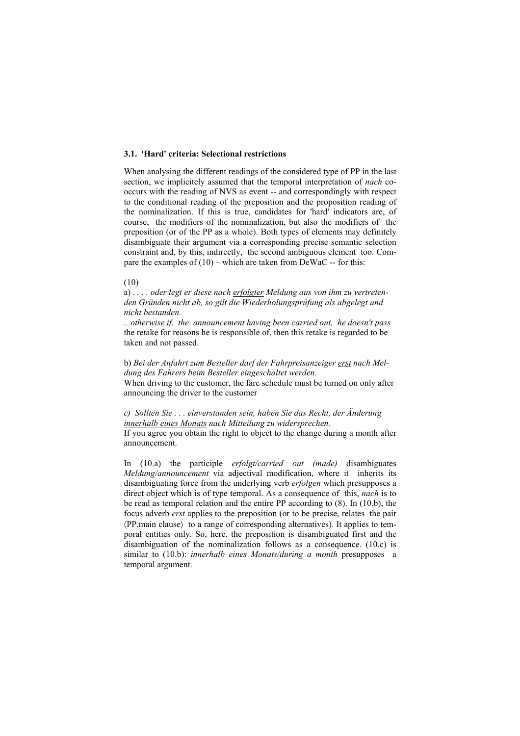### 3.1. 'Hard' criteria: Selectional restrictions

When analysing the different readings of the considered type of PP in the last section, we implicitely assumed that the temporal interpretation of *nach* co-occurs with the reading of NVS as event -- and correspondingly with respect to the conditional reading of the preposition and the proposition reading of the nominalization. If this is true, candidates for 'hard' indicators are, of course, the modifiers of the nominalization, but also the modifiers of the preposition (or of the PP as a whole). Both types of elements may definitely disambiguate their argument via a corresponding precise semantic selection constraint and, by this, indirectly, the second ambiguous element too. Compare the examples of (10) – which are taken from DeWaC -- for this:

(10)

a) *. . . . oder legt er diese nach <u>erfolgter</u> Meldung aus von ihm zu vertretenden Gründen nicht ab, so gilt die Wiederholungsprüfung als abgelegt und nicht bestanden.*

*...otherwise if, the announcement having been carried out, he doesn't pass* the retake for reasons he is responsible of, then this retake is regarded to be taken and not passed.

b) *Bei der Anfahrt zum Besteller darf der Fahrpreisanzeiger <u>erst</u> nach Meldung des Fahrers beim Besteller eingeschaltet werden.*

When driving to the customer, the fare schedule must be turned on only after announcing the driver to the customer

*c) Sollten Sie . . . einverstanden sein, haben Sie das Recht, der Änderung <u>innerhalb eines Monats</u> nach Mitteilung zu widersprechen.*

If you agree you obtain the right to object to the change during a month after announcement.

In (10.a) the participle *erfolgt/carried out (made)* disambiguates *Meldung/announcement* via adjectival modification, where it inherits its disambiguating force from the underlying verb *erfolgen* which presupposes a direct object which is of type temporal. As a consequence of this, *nach* is to be read as temporal relation and the entire PP according to (8). In (10.b), the focus adverb *erst* applies to the preposition (or to be precise, relates the pair ⟨PP,main clause⟩ to a range of corresponding alternatives). It applies to temporal entities only. So, here, the preposition is disambiguated first and the disambiguation of the nominalization follows as a consequence. (10.c) is similar to (10.b): *innerhalb eines Monats/during a month* presupposes a temporal argument.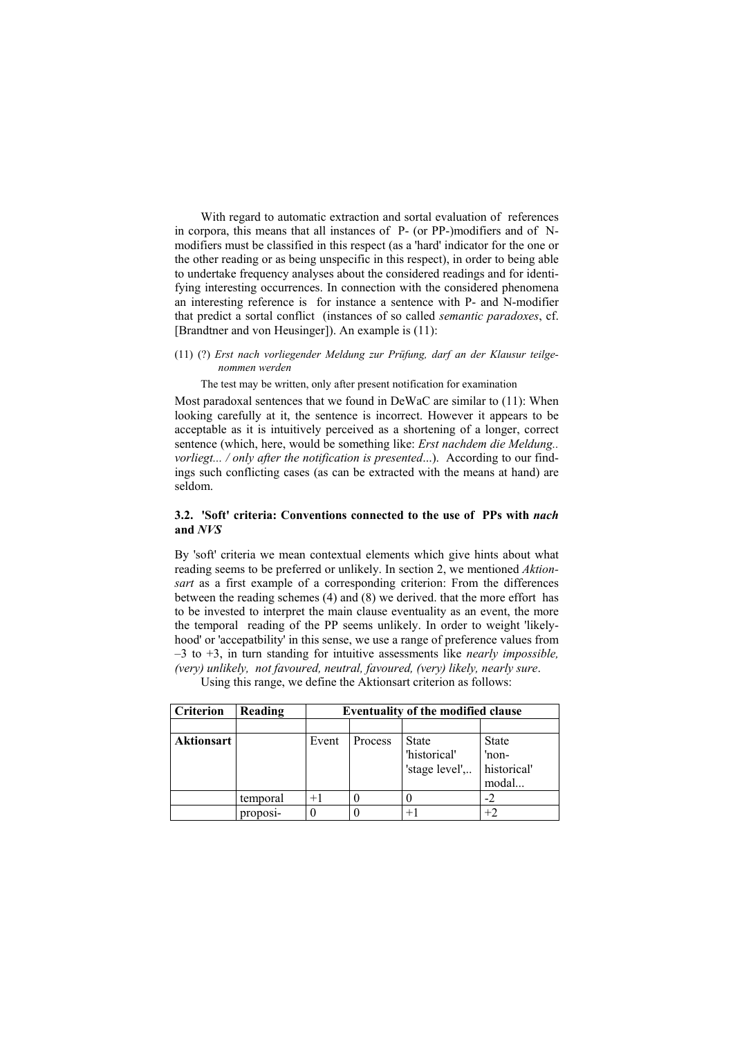With regard to automatic extraction and sortal evaluation of references in corpora, this means that all instances of P- (or PP-)modifiers and of N-modifiers must be classified in this respect (as a 'hard' indicator for the one or the other reading or as being unspecific in this respect), in order to being able to undertake frequency analyses about the considered readings and for identifying interesting occurrences. In connection with the considered phenomena an interesting reference is for instance a sentence with P- and N-modifier that predict a sortal conflict (instances of so called *semantic paradoxes*, cf. [Brandtner and von Heusinger]). An example is (11):

(11) (?) *Erst nach vorliegender Meldung zur Prüfung, darf an der Klausur teilgenommen werden*

The test may be written, only after present notification for examination

Most paradoxal sentences that we found in DeWaC are similar to (11): When looking carefully at it, the sentence is incorrect. However it appears to be acceptable as it is intuitively perceived as a shortening of a longer, correct sentence (which, here, would be something like: *Erst nachdem die Meldung.. vorliegt... / only after the notification is presented*...). According to our findings such conflicting cases (as can be extracted with the means at hand) are seldom.

### 3.2. 'Soft' criteria: Conventions connected to the use of PPs with *nach* and *NVS*

By 'soft' criteria we mean contextual elements which give hints about what reading seems to be preferred or unlikely. In section 2, we mentioned *Aktionsart* as a first example of a corresponding criterion: From the differences between the reading schemes (4) and (8) we derived. that the more effort has to be invested to interpret the main clause eventuality as an event, the more the temporal reading of the PP seems unlikely. In order to weight 'likelyhood' or 'accepatbility' in this sense, we use a range of preference values from –3 to +3, in turn standing for intuitive assessments like *nearly impossible, (very) unlikely, not favoured, neutral, favoured, (very) likely, nearly sure*.

Using this range, we define the Aktionsart criterion as follows:

| **Criterion** | **Reading** | **Eventuality of the modified clause** | | | |
|---|---|---|---|---|---|
| | | | | | |
| **Aktionsart** | | Event | Process | State 'historical' 'stage level',.. | State 'non-historical' modal... |
| | temporal | +1 | 0 | 0 | -2 |
| | proposi- | 0 | 0 | +1 | +2 |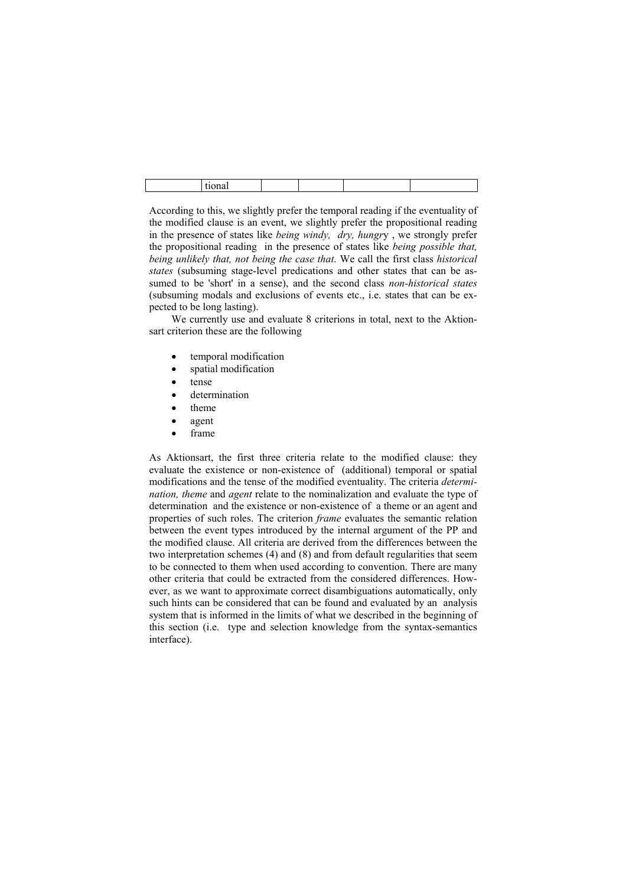|  | tional |  |  |  |  |
|---|---|---|---|---|---|

According to this, we slightly prefer the temporal reading if the eventuality of the modified clause is an event, we slightly prefer the propositional reading in the presence of states like *being windy, dry, hungr*y , we strongly prefer the propositional reading in the presence of states like *being possible that, being unlikely that, not being the case that*. We call the first class *historical states* (subsuming stage-level predications and other states that can be assumed to be 'short' in a sense), and the second class *non-historical states* (subsuming modals and exclusions of events etc., i.e. states that can be expected to be long lasting).

We currently use and evaluate 8 criterions in total, next to the Aktionsart criterion these are the following

- temporal modification
- spatial modification
- tense
- determination
- theme
- agent
- frame

As Aktionsart, the first three criteria relate to the modified clause: they evaluate the existence or non-existence of (additional) temporal or spatial modifications and the tense of the modified eventuality. The criteria *determination, theme* and *agent* relate to the nominalization and evaluate the type of determination and the existence or non-existence of a theme or an agent and properties of such roles. The criterion *frame* evaluates the semantic relation between the event types introduced by the internal argument of the PP and the modified clause. All criteria are derived from the differences between the two interpretation schemes (4) and (8) and from default regularities that seem to be connected to them when used according to convention. There are many other criteria that could be extracted from the considered differences. However, as we want to approximate correct disambiguations automatically, only such hints can be considered that can be found and evaluated by an analysis system that is informed in the limits of what we described in the beginning of this section (i.e. type and selection knowledge from the syntax-semantics interface).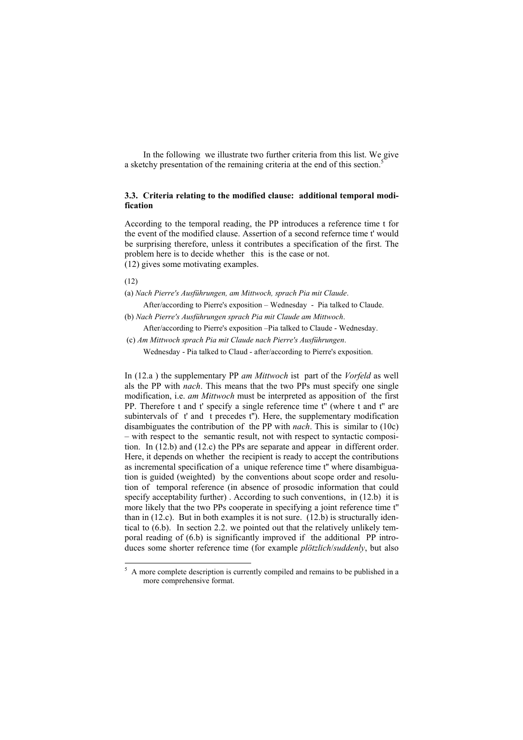In the following we illustrate two further criteria from this list. We give a sketchy presentation of the remaining criteria at the end of this section.[5]

### 3.3. Criteria relating to the modified clause: additional temporal modification

According to the temporal reading, the PP introduces a reference time t for the event of the modified clause. Assertion of a second refernce time t' would be surprising therefore, unless it contributes a specification of the first. The problem here is to decide whether this is the case or not.
(12) gives some motivating examples.

(12)

(a) *Nach Pierre's Ausführungen, am Mittwoch, sprach Pia mit Claude*.
After/according to Pierre's exposition – Wednesday - Pia talked to Claude.

(b) *Nach Pierre's Ausführungen sprach Pia mit Claude am Mittwoch*.
After/according to Pierre's exposition –Pia talked to Claude - Wednesday.

(c) *Am Mittwoch sprach Pia mit Claude nach Pierre's Ausführungen*.
Wednesday - Pia talked to Claud - after/according to Pierre's exposition.

In (12.a ) the supplementary PP *am Mittwoch* ist part of the *Vorfeld* as well als the PP with *nach*. This means that the two PPs must specify one single modification, i.e. *am Mittwoch* must be interpreted as apposition of the first PP. Therefore t and t' specify a single reference time t'' (where t and t'' are subintervals of t' and t precedes t''). Here, the supplementary modification disambiguates the contribution of the PP with *nach*. This is similar to (10c) – with respect to the semantic result, not with respect to syntactic composition. In (12.b) and (12.c) the PPs are separate and appear in different order. Here, it depends on whether the recipient is ready to accept the contributions as incremental specification of a unique reference time t'' where disambiguation is guided (weighted) by the conventions about scope order and resolution of temporal reference (in absence of prosodic information that could specify acceptability further) . According to such conventions, in (12.b) it is more likely that the two PPs cooperate in specifying a joint reference time t'' than in (12.c). But in both examples it is not sure. (12.b) is structurally identical to (6.b). In section 2.2. we pointed out that the relatively unlikely temporal reading of (6.b) is significantly improved if the additional PP introduces some shorter reference time (for example *plötzlich*/*suddenly*, but also

[5] A more complete description is currently compiled and remains to be published in a more comprehensive format.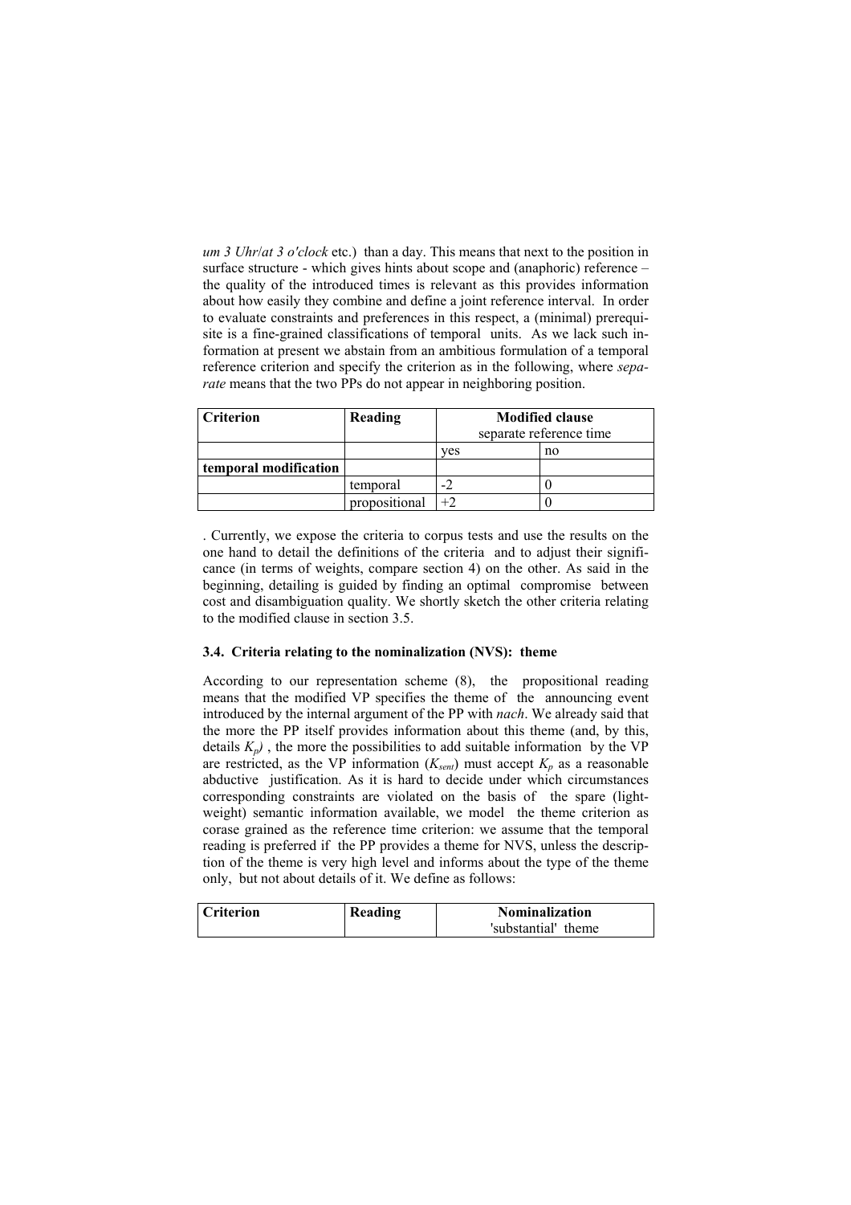*um 3 Uhr*/*at 3 o'clock* etc.) than a day. This means that next to the position in surface structure - which gives hints about scope and (anaphoric) reference – the quality of the introduced times is relevant as this provides information about how easily they combine and define a joint reference interval. In order to evaluate constraints and preferences in this respect, a (minimal) prerequisite is a fine-grained classifications of temporal units. As we lack such information at present we abstain from an ambitious formulation of a temporal reference criterion and specify the criterion as in the following, where *separate* means that the two PPs do not appear in neighboring position.

| **Criterion** | **Reading** | **Modified clause** separate reference time | |
|---|---|---|---|
| | | yes | no |
| **temporal modification** | | | |
| | temporal | -2 | 0 |
| | propositional | +2 | 0 |

. Currently, we expose the criteria to corpus tests and use the results on the one hand to detail the definitions of the criteria and to adjust their significance (in terms of weights, compare section 4) on the other. As said in the beginning, detailing is guided by finding an optimal compromise between cost and disambiguation quality. We shortly sketch the other criteria relating to the modified clause in section 3.5.

### 3.4. Criteria relating to the nominalization (NVS): theme

According to our representation scheme (8), the propositional reading means that the modified VP specifies the theme of the announcing event introduced by the internal argument of the PP with *nach*. We already said that the more the PP itself provides information about this theme (and, by this, details $K_p$) , the more the possibilities to add suitable information by the VP are restricted, as the VP information ($K_{sent}$) must accept $K_p$ as a reasonable abductive justification. As it is hard to decide under which circumstances corresponding constraints are violated on the basis of the spare (lightweight) semantic information available, we model the theme criterion as corase grained as the reference time criterion: we assume that the temporal reading is preferred if the PP provides a theme for NVS, unless the description of the theme is very high level and informs about the type of the theme only, but not about details of it. We define as follows:

| **Criterion** | **Reading** | **Nominalization** 'substantial' theme |
|---|---|---|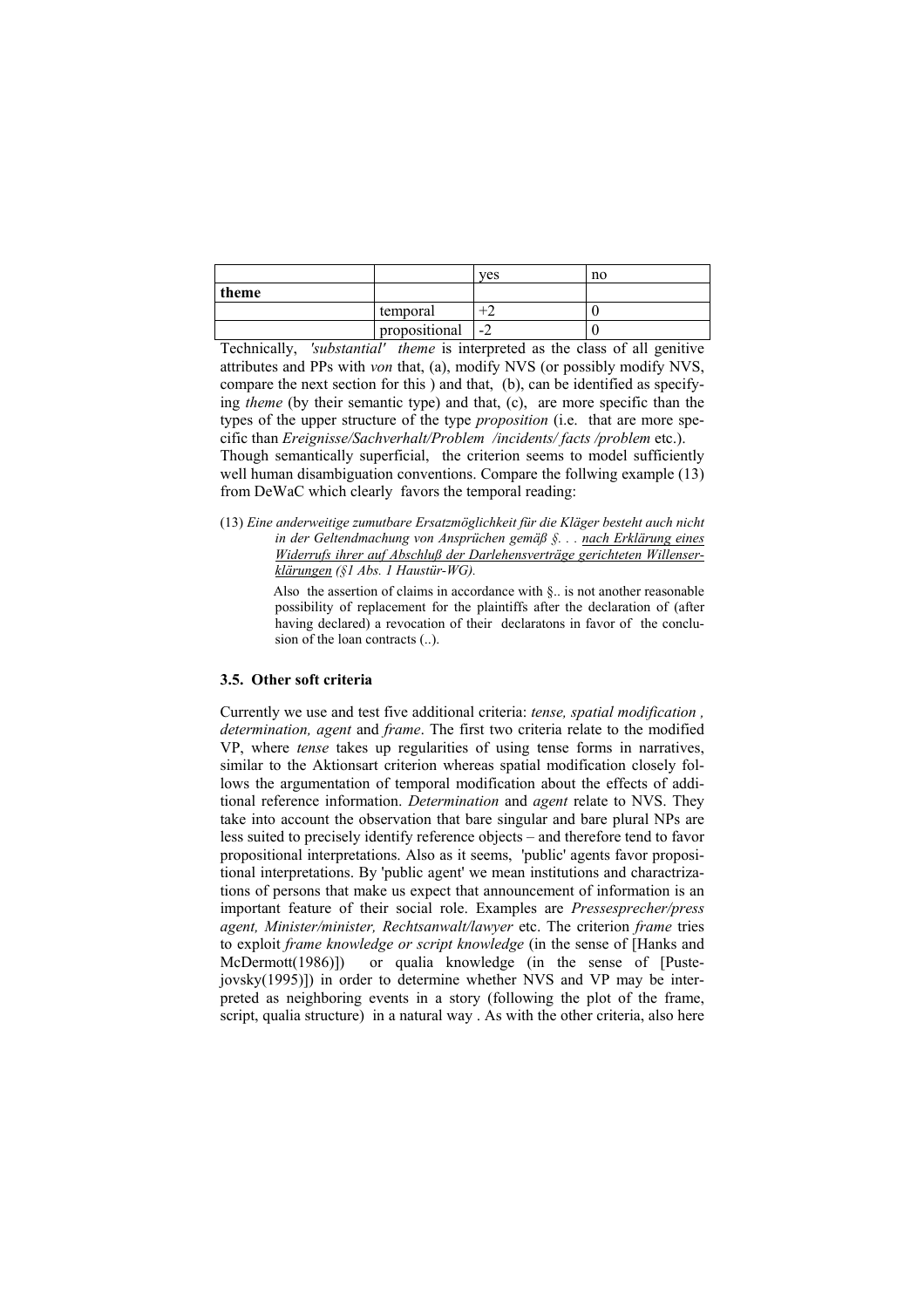| | | yes | no |
|---|---|---|---|
| **theme** | | | |
| | temporal | +2 | 0 |
| | propositional | -2 | 0 |

Technically, *'substantial' theme* is interpreted as the class of all genitive attributes and PPs with *von* that, (a), modify NVS (or possibly modify NVS, compare the next section for this ) and that, (b), can be identified as specifying *theme* (by their semantic type) and that, (c), are more specific than the types of the upper structure of the type *proposition* (i.e. that are more specific than *Ereignisse/Sachverhalt/Problem /incidents/ facts /problem* etc.).

Though semantically superficial, the criterion seems to model sufficiently well human disambiguation conventions. Compare the follwing example (13) from DeWaC which clearly favors the temporal reading:

(13) *Eine anderweitige zumutbare Ersatzmöglichkeit für die Kläger besteht auch nicht in der Geltendmachung von Ansprüchen gemäß §. . . nach Erklärung eines Widerrufs ihrer auf Abschluß der Darlehensverträge gerichteten Willenserklärungen (§1 Abs. 1 Haustür-WG).*

Also the assertion of claims in accordance with §.. is not another reasonable possibility of replacement for the plaintiffs after the declaration of (after having declared) a revocation of their declaratons in favor of the conclusion of the loan contracts (..).

### 3.5. Other soft criteria

Currently we use and test five additional criteria: *tense, spatial modification , determination, agent* and *frame*. The first two criteria relate to the modified VP, where *tense* takes up regularities of using tense forms in narratives, similar to the Aktionsart criterion whereas spatial modification closely follows the argumentation of temporal modification about the effects of additional reference information. *Determination* and *agent* relate to NVS. They take into account the observation that bare singular and bare plural NPs are less suited to precisely identify reference objects – and therefore tend to favor propositional interpretations. Also as it seems, 'public' agents favor propositional interpretations. By 'public agent' we mean institutions and charactrizations of persons that make us expect that announcement of information is an important feature of their social role. Examples are *Pressesprecher/press agent, Minister/minister, Rechtsanwalt/lawyer* etc. The criterion *frame* tries to exploit *frame knowledge or script knowledge* (in the sense of [Hanks and McDermott(1986)]) or qualia knowledge (in the sense of [Pustejovsky(1995)]) in order to determine whether NVS and VP may be interpreted as neighboring events in a story (following the plot of the frame, script, qualia structure) in a natural way . As with the other criteria, also here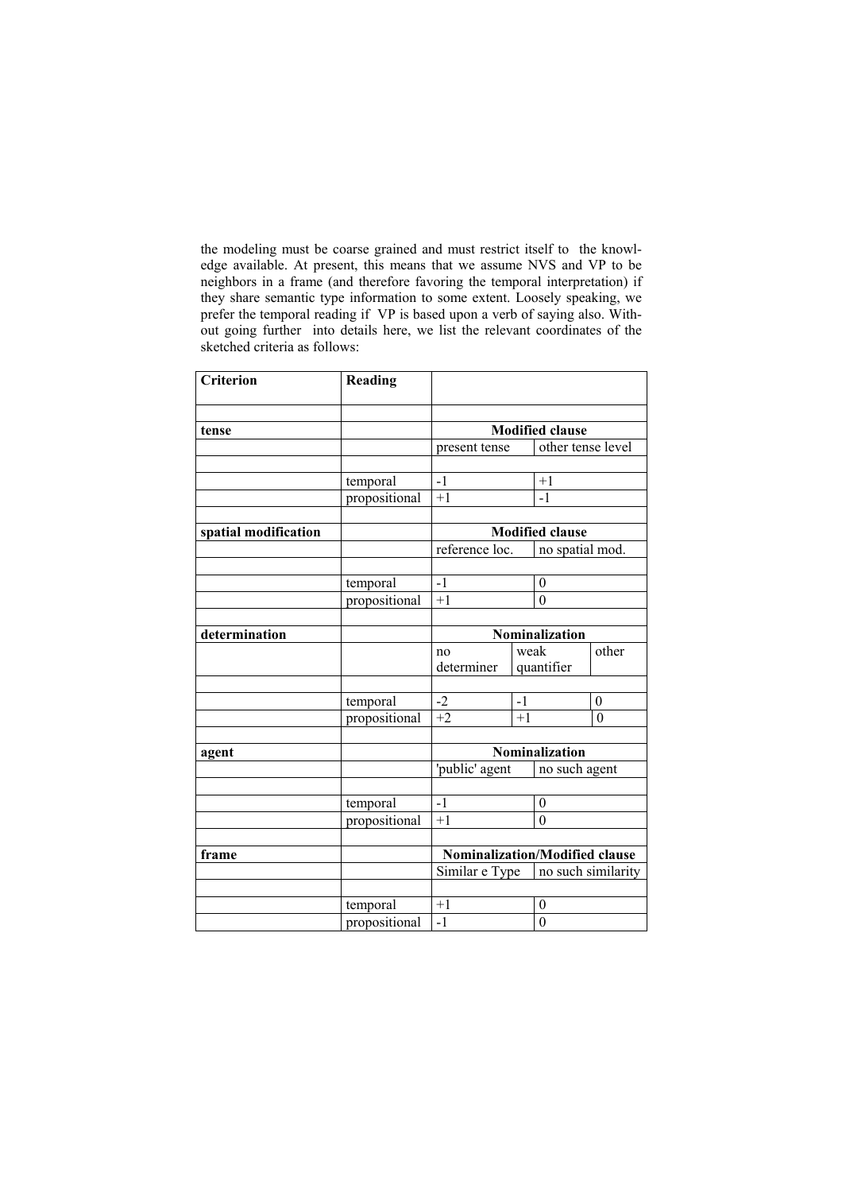the modeling must be coarse grained and must restrict itself to the knowledge available. At present, this means that we assume NVS and VP to be neighbors in a frame (and therefore favoring the temporal interpretation) if they share semantic type information to some extent. Loosely speaking, we prefer the temporal reading if VP is based upon a verb of saying also. Without going further into details here, we list the relevant coordinates of the sketched criteria as follows:

| **Criterion** | **Reading** | | | |
|---|---|---|---|---|
| | | | | |
| **tense** | | **Modified clause** | | |
| | | present tense | other tense level | |
| | | | | |
| | temporal | -1 | +1 | |
| | propositional | +1 | -1 | |
| | | | | |
| **spatial modification** | | **Modified clause** | | |
| | | reference loc. | no spatial mod. | |
| | | | | |
| | temporal | -1 | 0 | |
| | propositional | +1 | 0 | |
| | | | | |
| **determination** | | **Nominalization** | | |
| | | no determiner | weak quantifier | other |
| | | | | |
| | temporal | -2 | -1 | 0 |
| | propositional | +2 | +1 | 0 |
| | | | | |
| **agent** | | **Nominalization** | | |
| | | 'public' agent | no such agent | |
| | | | | |
| | temporal | -1 | 0 | |
| | propositional | +1 | 0 | |
| | | | | |
| **frame** | | **Nominalization/Modified clause** | | |
| | | Similar e Type | no such similarity | |
| | | | | |
| | temporal | +1 | 0 | |
| | propositional | -1 | 0 | |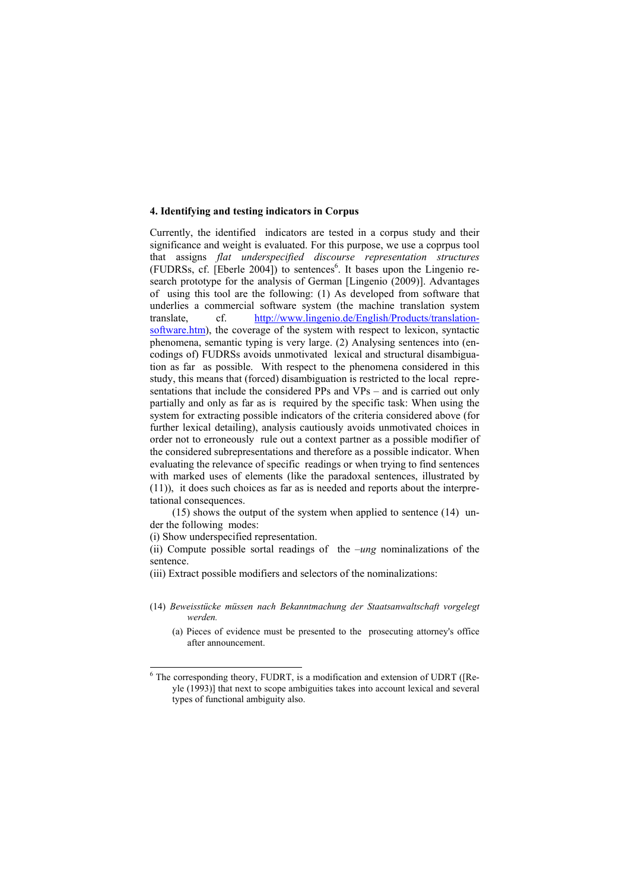### 4. Identifying and testing indicators in Corpus

Currently, the identified indicators are tested in a corpus study and their significance and weight is evaluated. For this purpose, we use a coprpus tool that assigns *flat underspecified discourse representation structures* (FUDRSs, cf. [Eberle 2004]) to sentences[6]. It bases upon the Lingenio research prototype for the analysis of German [Lingenio (2009)]. Advantages of using this tool are the following: (1) As developed from software that underlies a commercial software system (the machine translation system translate, cf. http://www.lingenio.de/English/Products/translation-software.htm), the coverage of the system with respect to lexicon, syntactic phenomena, semantic typing is very large. (2) Analysing sentences into (encodings of) FUDRSs avoids unmotivated lexical and structural disambiguation as far as possible. With respect to the phenomena considered in this study, this means that (forced) disambiguation is restricted to the local representations that include the considered PPs and VPs – and is carried out only partially and only as far as is required by the specific task: When using the system for extracting possible indicators of the criteria considered above (for further lexical detailing), analysis cautiously avoids unmotivated choices in order not to erroneously rule out a context partner as a possible modifier of the considered subrepresentations and therefore as a possible indicator. When evaluating the relevance of specific readings or when trying to find sentences with marked uses of elements (like the paradoxal sentences, illustrated by (11)), it does such choices as far as is needed and reports about the interpretational consequences.

(15) shows the output of the system when applied to sentence (14) under the following modes:

(i) Show underspecified representation.

(ii) Compute possible sortal readings of the *–ung* nominalizations of the sentence.

(iii) Extract possible modifiers and selectors of the nominalizations:

(14) *Beweisstücke müssen nach Bekanntmachung der Staatsanwaltschaft vorgelegt werden.*

(a) Pieces of evidence must be presented to the prosecuting attorney's office after announcement.

---

[6] The corresponding theory, FUDRT, is a modification and extension of UDRT ([Reyle (1993)] that next to scope ambiguities takes into account lexical and several types of functional ambiguity also.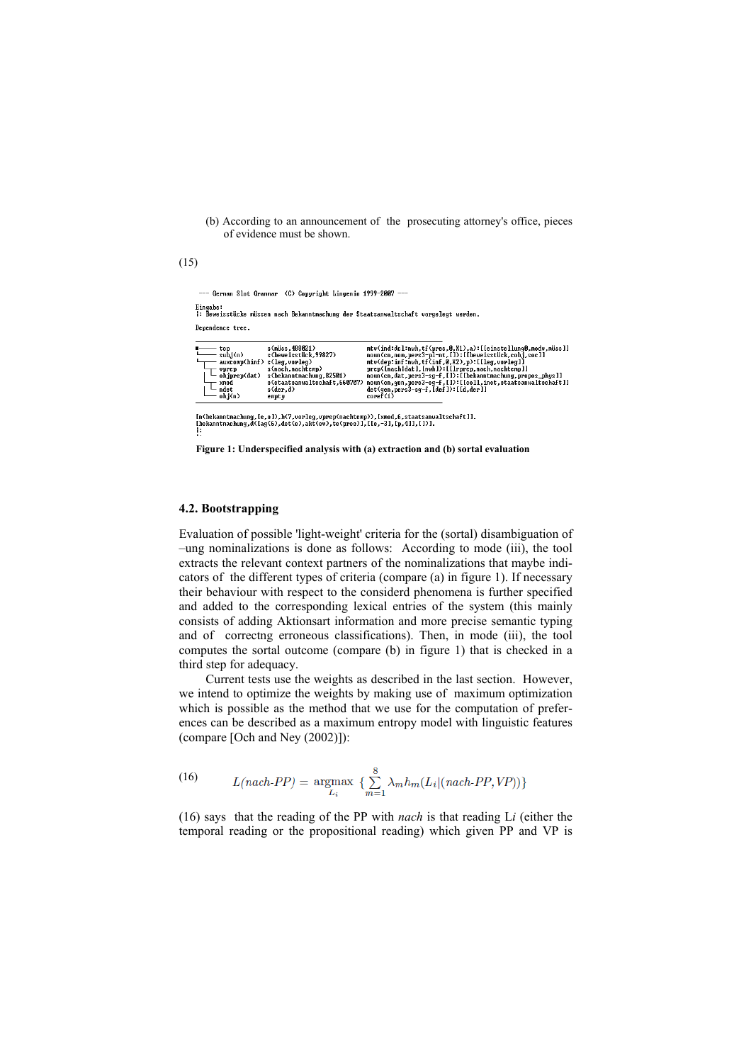(b) According to an announcement of the prosecuting attorney's office, pieces of evidence must be shown.

(15)

```
--- German Slot Grammar (C) Copyright Lingenio 1999-2007 ---

Eingabe:
|: Beweisstücke müssen nach Bekanntmachung der Staatsanwaltschaft vorgelegt werden.

Dependence tree.

■——— top           s(müss,400021)             mtv(ind:dcl:nwh,tf(pres,0,X1),a):[[einstellung0,modv,müss]]
 └——— subj(n)       s(beweisstück,99827)       noun(cn,nom,pers3-pl-nt,[]):[[beweisstück,cobj,soc]]
 └——— auxcomp(binf) s(leg,vorleg)              mtv(dep:inf:nwh,tf(inf,0,X2),p):[[leg,vorleg]]
   ┌— vprep          s(nach,nachtemp)           prep([nach|dat],[nwh]):[[lrprep,nach,nachtemp]]
   └— objprep(dat)   s(bekanntmachung,82501)    noun(cn,dat,pers3-sg-f,[]):[[bekanntmachung,propos_phys]]
   ┌— xmod           s(staatsanwaltschaft,660707) noun(cn,gen,pers3-sg-f,[]):[[coll,inst,staatsanwaltschaft]]
   └— ndet           s(der,d)                   det(gen,pers3-sg-f,[def]):[[d,der]]
   └— obj(n)         empty                      coref(1)

[n(bekanntmachung,[e,o]),h(7,vorleg,vprep(nachtemp)),[xmod,6,staatsanwaltschaft]].
[bekanntmachung,d([ag(6),det(e),akt(ev),te(pres)],[[e,-3],[p,4]],[])].
|:
```

**Figure 1: Underspecified analysis with (a) extraction and (b) sortal evaluation**

### 4.2. Bootstrapping

Evaluation of possible 'light-weight' criteria for the (sortal) disambiguation of –ung nominalizations is done as follows: According to mode (iii), the tool extracts the relevant context partners of the nominalizations that maybe indicators of the different types of criteria (compare (a) in figure 1). If necessary their behaviour with respect to the considerd phenomena is further specified and added to the corresponding lexical entries of the system (this mainly consists of adding Aktionsart information and more precise semantic typing and of correctng erroneous classifications). Then, in mode (iii), the tool computes the sortal outcome (compare (b) in figure 1) that is checked in a third step for adequacy.

Current tests use the weights as described in the last section. However, we intend to optimize the weights by making use of maximum optimization which is possible as the method that we use for the computation of preferences can be described as a maximum entropy model with linguistic features (compare [Och and Ney (2002)]):

(16)
$$L(nach\text{-}PP) = \underset{L_i}{\operatorname{argmax}} \; \{ \sum_{m=1}^{8} \lambda_m h_m(L_i|(nach\text{-}PP, VP)) \}$$

(16) says that the reading of the PP with *nach* is that reading L*i* (either the temporal reading or the propositional reading) which given PP and VP is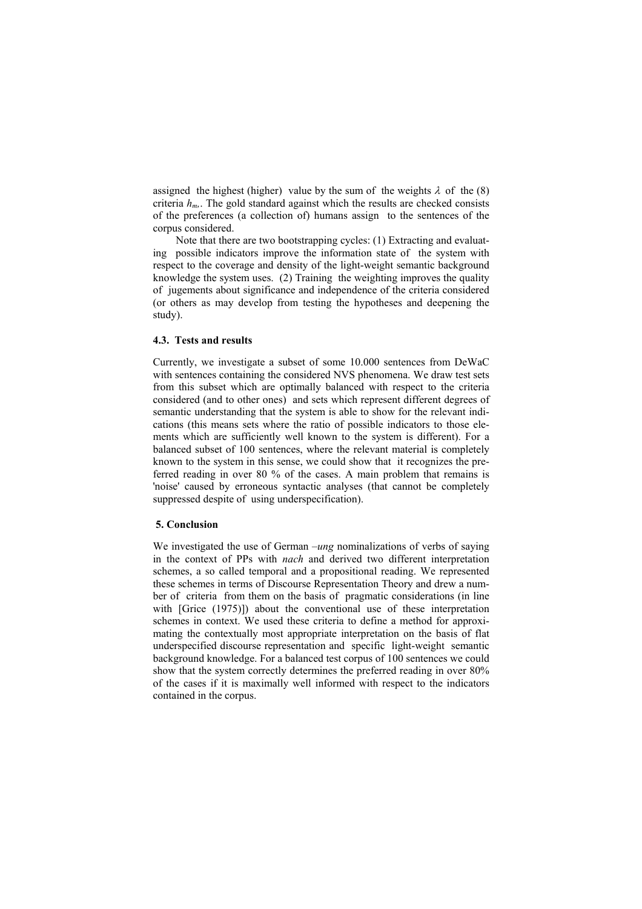assigned the highest (higher) value by the sum of the weights $\lambda$ of the (8) criteria $h_m$. The gold standard against which the results are checked consists of the preferences (a collection of) humans assign to the sentences of the corpus considered.

Note that there are two bootstrapping cycles: (1) Extracting and evaluating possible indicators improve the information state of the system with respect to the coverage and density of the light-weight semantic background knowledge the system uses. (2) Training the weighting improves the quality of jugements about significance and independence of the criteria considered (or others as may develop from testing the hypotheses and deepening the study).

### 4.3. Tests and results

Currently, we investigate a subset of some 10.000 sentences from DeWaC with sentences containing the considered NVS phenomena. We draw test sets from this subset which are optimally balanced with respect to the criteria considered (and to other ones) and sets which represent different degrees of semantic understanding that the system is able to show for the relevant indications (this means sets where the ratio of possible indicators to those elements which are sufficiently well known to the system is different). For a balanced subset of 100 sentences, where the relevant material is completely known to the system in this sense, we could show that it recognizes the preferred reading in over 80 % of the cases. A main problem that remains is 'noise' caused by erroneous syntactic analyses (that cannot be completely suppressed despite of using underspecification).

## 5. Conclusion

We investigated the use of German *–ung* nominalizations of verbs of saying in the context of PPs with *nach* and derived two different interpretation schemes, a so called temporal and a propositional reading. We represented these schemes in terms of Discourse Representation Theory and drew a number of criteria from them on the basis of pragmatic considerations (in line with [Grice (1975)]) about the conventional use of these interpretation schemes in context. We used these criteria to define a method for approximating the contextually most appropriate interpretation on the basis of flat underspecified discourse representation and specific light-weight semantic background knowledge. For a balanced test corpus of 100 sentences we could show that the system correctly determines the preferred reading in over 80% of the cases if it is maximally well informed with respect to the indicators contained in the corpus.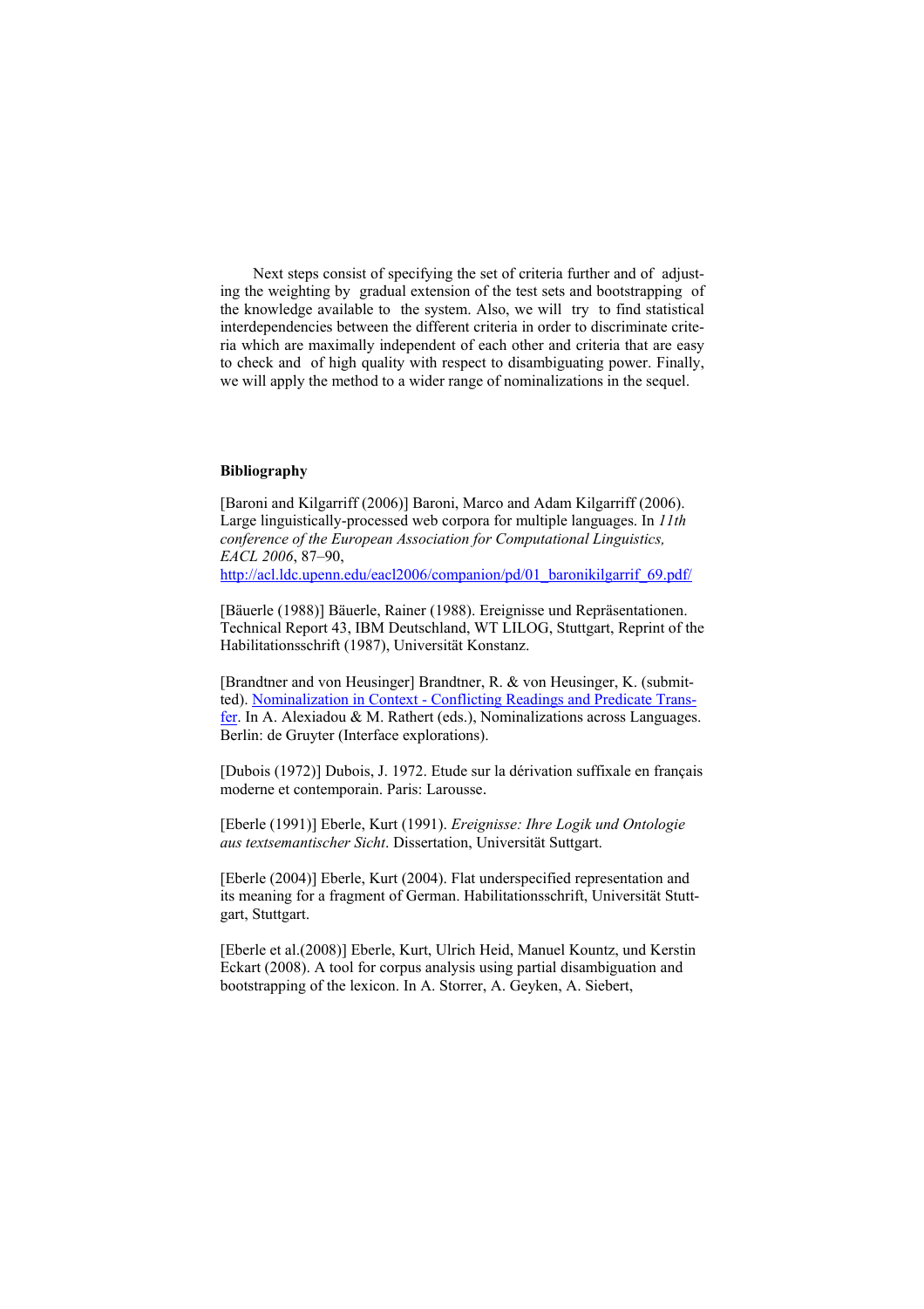Next steps consist of specifying the set of criteria further and of adjusting the weighting by gradual extension of the test sets and bootstrapping of the knowledge available to the system. Also, we will try to find statistical interdependencies between the different criteria in order to discriminate criteria which are maximally independent of each other and criteria that are easy to check and of high quality with respect to disambiguating power. Finally, we will apply the method to a wider range of nominalizations in the sequel.

**Bibliography**

[Baroni and Kilgarriff (2006)] Baroni, Marco and Adam Kilgarriff (2006). Large linguistically-processed web corpora for multiple languages. In *11th conference of the European Association for Computational Linguistics, EACL 2006*, 87–90, http://acl.ldc.upenn.edu/eacl2006/companion/pd/01_baronikilgarrif_69.pdf/

[Bäuerle (1988)] Bäuerle, Rainer (1988). Ereignisse und Repräsentationen. Technical Report 43, IBM Deutschland, WT LILOG, Stuttgart, Reprint of the Habilitationsschrift (1987), Universität Konstanz.

[Brandtner and von Heusinger] Brandtner, R. & von Heusinger, K. (submitted). Nominalization in Context - Conflicting Readings and Predicate Transfer. In A. Alexiadou & M. Rathert (eds.), Nominalizations across Languages. Berlin: de Gruyter (Interface explorations).

[Dubois (1972)] Dubois, J. 1972. Etude sur la dérivation suffixale en français moderne et contemporain. Paris: Larousse.

[Eberle (1991)] Eberle, Kurt (1991). *Ereignisse: Ihre Logik und Ontologie aus textsemantischer Sicht*. Dissertation, Universität Suttgart.

[Eberle (2004)] Eberle, Kurt (2004). Flat underspecified representation and its meaning for a fragment of German. Habilitationsschrift, Universität Stuttgart, Stuttgart.

[Eberle et al.(2008)] Eberle, Kurt, Ulrich Heid, Manuel Kountz, und Kerstin Eckart (2008). A tool for corpus analysis using partial disambiguation and bootstrapping of the lexicon. In A. Storrer, A. Geyken, A. Siebert,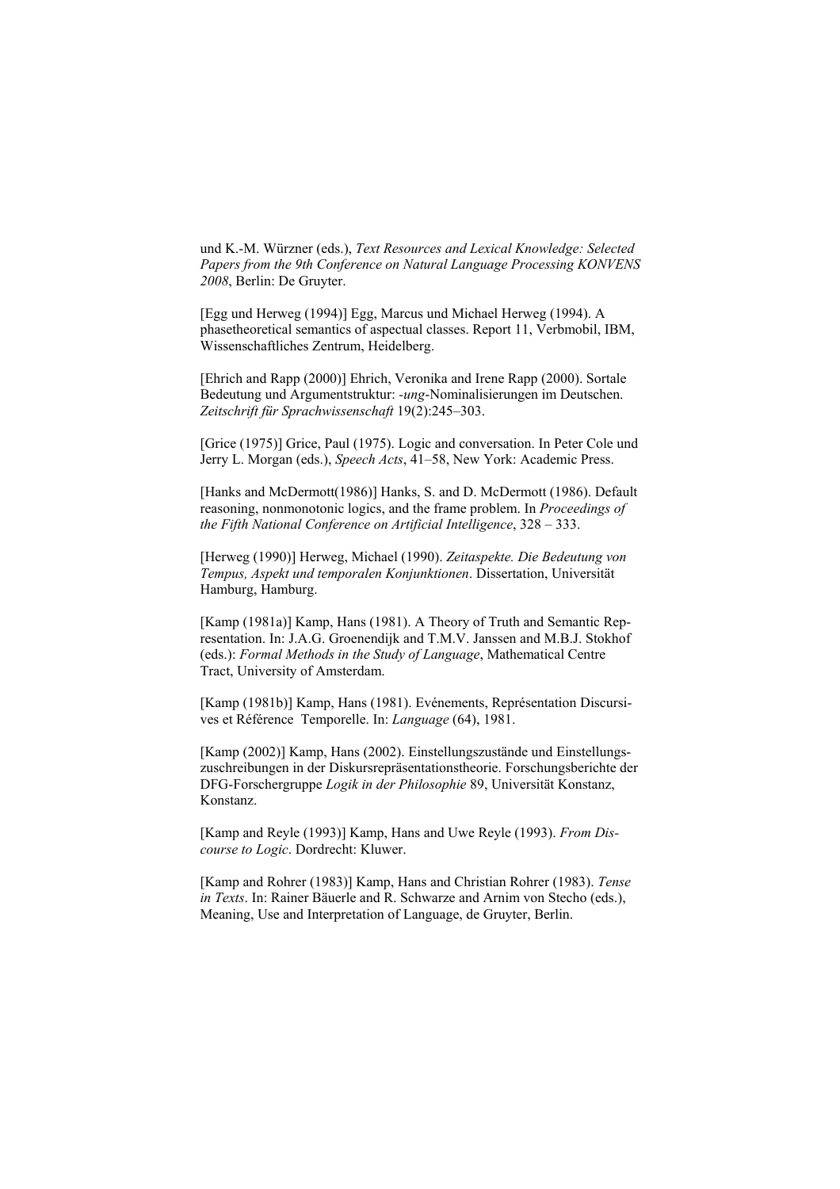und K.-M. Würzner (eds.), *Text Resources and Lexical Knowledge: Selected Papers from the 9th Conference on Natural Language Processing KONVENS 2008*, Berlin: De Gruyter.

[Egg und Herweg (1994)] Egg, Marcus und Michael Herweg (1994). A phasetheoretical semantics of aspectual classes. Report 11, Verbmobil, IBM, Wissenschaftliches Zentrum, Heidelberg.

[Ehrich and Rapp (2000)] Ehrich, Veronika and Irene Rapp (2000). Sortale Bedeutung und Argumentstruktur: *-ung*-Nominalisierungen im Deutschen. *Zeitschrift für Sprachwissenschaft* 19(2):245–303.

[Grice (1975)] Grice, Paul (1975). Logic and conversation. In Peter Cole und Jerry L. Morgan (eds.), *Speech Acts*, 41–58, New York: Academic Press.

[Hanks and McDermott(1986)] Hanks, S. and D. McDermott (1986). Default reasoning, nonmonotonic logics, and the frame problem. In *Proceedings of the Fifth National Conference on Artificial Intelligence*, 328 – 333.

[Herweg (1990)] Herweg, Michael (1990). *Zeitaspekte. Die Bedeutung von Tempus, Aspekt und temporalen Konjunktionen*. Dissertation, Universität Hamburg, Hamburg.

[Kamp (1981a)] Kamp, Hans (1981). A Theory of Truth and Semantic Representation. In: J.A.G. Groenendijk and T.M.V. Janssen and M.B.J. Stokhof (eds.): *Formal Methods in the Study of Language*, Mathematical Centre Tract, University of Amsterdam.

[Kamp (1981b)] Kamp, Hans (1981). Evénements, Représentation Discursives et Référence Temporelle. In: *Language* (64), 1981.

[Kamp (2002)] Kamp, Hans (2002). Einstellungszustände und Einstellungszuschreibungen in der Diskursrepräsentationstheorie. Forschungsberichte der DFG-Forschergruppe *Logik in der Philosophie* 89, Universität Konstanz, Konstanz.

[Kamp and Reyle (1993)] Kamp, Hans and Uwe Reyle (1993). *From Discourse to Logic*. Dordrecht: Kluwer.

[Kamp and Rohrer (1983)] Kamp, Hans and Christian Rohrer (1983). *Tense in Texts*. In: Rainer Bäuerle and R. Schwarze and Arnim von Stecho (eds.), Meaning, Use and Interpretation of Language, de Gruyter, Berlin.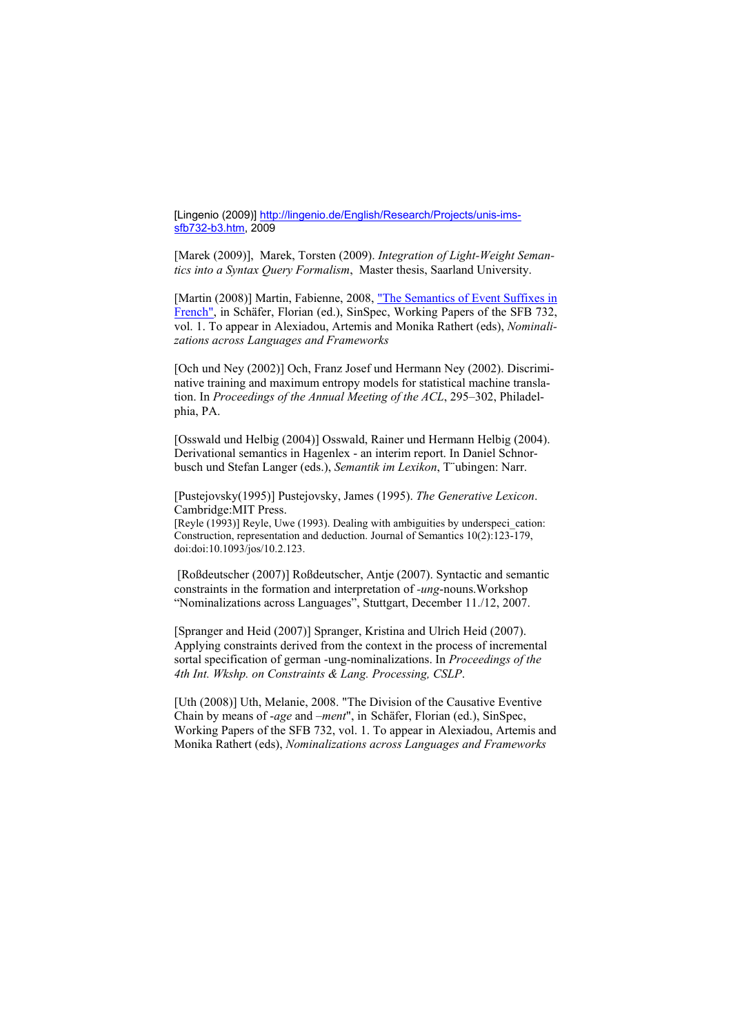[Lingenio (2009)] http://lingenio.de/English/Research/Projects/unis-ims-sfb732-b3.htm, 2009

[Marek (2009)], Marek, Torsten (2009). *Integration of Light-Weight Semantics into a Syntax Query Formalism*, Master thesis, Saarland University.

[Martin (2008)] Martin, Fabienne, 2008, "The Semantics of Event Suffixes in French", in Schäfer, Florian (ed.), SinSpec, Working Papers of the SFB 732, vol. 1. To appear in Alexiadou, Artemis and Monika Rathert (eds), *Nominalizations across Languages and Frameworks*

[Och und Ney (2002)] Och, Franz Josef und Hermann Ney (2002). Discriminative training and maximum entropy models for statistical machine translation. In *Proceedings of the Annual Meeting of the ACL*, 295–302, Philadelphia, PA.

[Osswald und Helbig (2004)] Osswald, Rainer und Hermann Helbig (2004). Derivational semantics in Hagenlex - an interim report. In Daniel Schnorbusch und Stefan Langer (eds.), *Semantik im Lexikon*, T¨ubingen: Narr.

[Pustejovsky(1995)] Pustejovsky, James (1995). *The Generative Lexicon*. Cambridge:MIT Press.

[Reyle (1993)] Reyle, Uwe (1993). Dealing with ambiguities by underspeci_cation: Construction, representation and deduction. Journal of Semantics 10(2):123-179, doi:doi:10.1093/jos/10.2.123.

[Roßdeutscher (2007)] Roßdeutscher, Antje (2007). Syntactic and semantic constraints in the formation and interpretation of *-ung*-nouns.Workshop "Nominalizations across Languages", Stuttgart, December 11./12, 2007.

[Spranger and Heid (2007)] Spranger, Kristina and Ulrich Heid (2007). Applying constraints derived from the context in the process of incremental sortal specification of german -ung-nominalizations. In *Proceedings of the 4th Int. Wkshp. on Constraints & Lang. Processing, CSLP*.

[Uth (2008)] Uth, Melanie, 2008. "The Division of the Causative Eventive Chain by means of *-age* and *–ment*", in Schäfer, Florian (ed.), SinSpec, Working Papers of the SFB 732, vol. 1. To appear in Alexiadou, Artemis and Monika Rathert (eds), *Nominalizations across Languages and Frameworks*